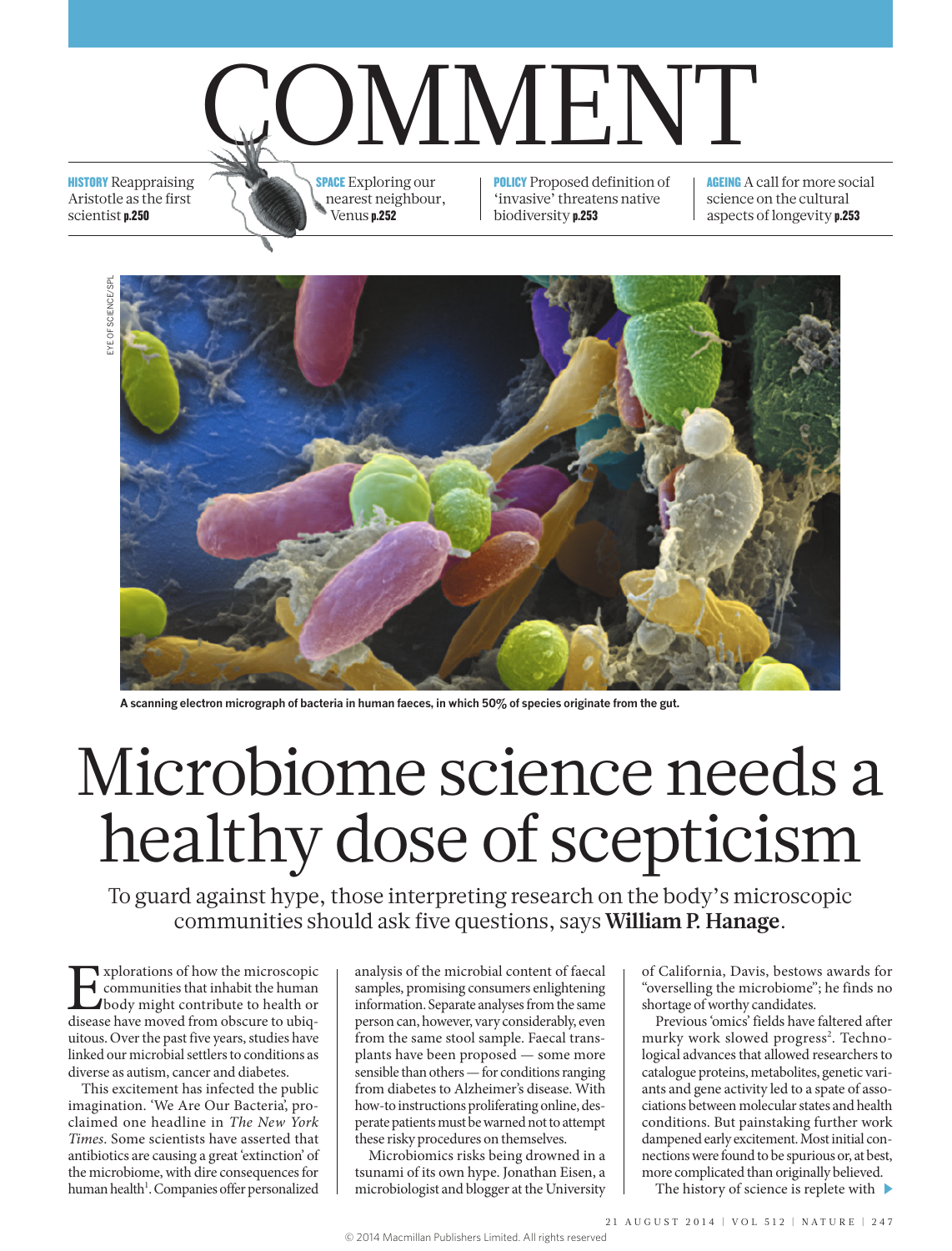# COMMENT

**HISTORY** Reappraising Aristotle as the first scientist **p.250**

**SPACE** Exploring our nearest neighbour, Venus **p.252**

**POLICY** Proposed definition of 'invasive' threatens native biodiversity **p.253**

**AGEING** A call for more social science on the cultural aspects of longevity **p.253**

EYE OF SCIENCE/SPL

**A scanning electron micrograph of bacteria in human faeces, in which 50% of species originate from the gut.**

# Microbiome science needs a healthy dose of scepticism

To guard against hype, those interpreting research on the body's microscopic communities should ask five questions, says **William P. Hanage**.

Explorations of how the microscopic communities that inhabit the human body might contribute to health or disease have moved from obscure to ubiquitous. Over the past five years, studies have linked our microbial settlers to conditions as diverse as autism, cancer and diabetes.

This excitement has infected the public imagination. 'We Are Our Bacteria', proclaimed one headline in *The New York Times*. Some scientists have asserted that antibiotics are causing a great 'extinction' of the microbiome, with dire consequences for human health[1]. Companies offer personalized analysis of the microbial content of faecal samples, promising consumers enlightening information. Separate analyses from the same person can, however, vary considerably, even from the same stool sample. Faecal transplants have been proposed — some more sensible than others — for conditions ranging from diabetes to Alzheimer's disease. With how-to instructions proliferating online, desperate patients must be warned not to attempt these risky procedures on themselves.

Microbiomics risks being drowned in a tsunami of its own hype. Jonathan Eisen, a microbiologist and blogger at the University of California, Davis, bestows awards for "overselling the microbiome"; he finds no shortage of worthy candidates.

Previous 'omics' fields have faltered after murky work slowed progress[2]. Technological advances that allowed researchers to catalogue proteins, metabolites, genetic variants and gene activity led to a spate of associations between molecular states and health conditions. But painstaking further work dampened early excitement. Most initial connections were found to be spurious or, at best, more complicated than originally believed.

The history of science is replete with ▶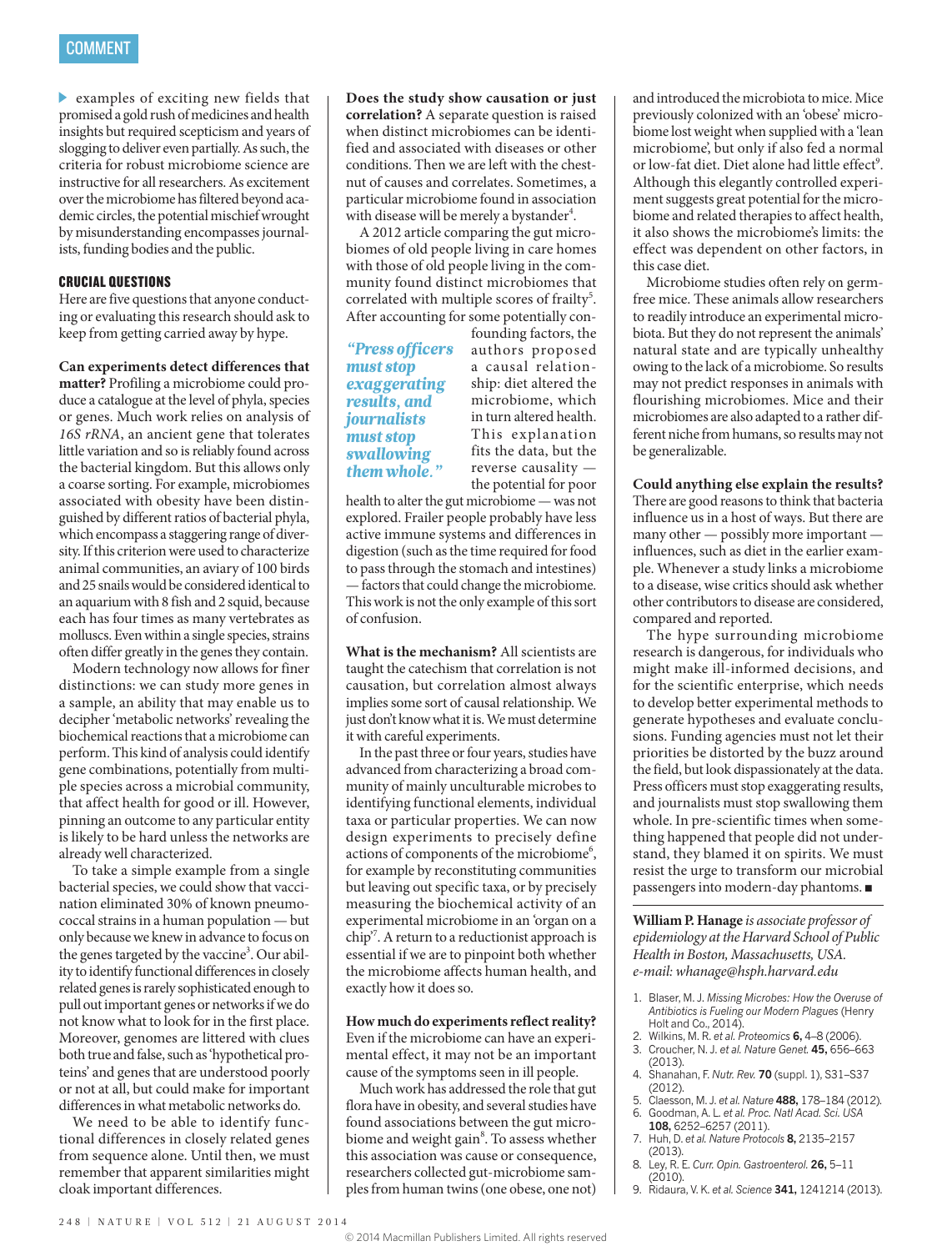examples of exciting new fields that promised a gold rush of medicines and health insights but required scepticism and years of slogging to deliver even partially. As such, the criteria for robust microbiome science are instructive for all researchers. As excitement over the microbiome has filtered beyond academic circles, the potential mischief wrought by misunderstanding encompasses journalists, funding bodies and the public.

## CRUCIAL QUESTIONS

Here are five questions that anyone conducting or evaluating this research should ask to keep from getting carried away by hype.

**Can experiments detect differences that matter?** Profiling a microbiome could produce a catalogue at the level of phyla, species or genes. Much work relies on analysis of *16S rRNA*, an ancient gene that tolerates little variation and so is reliably found across the bacterial kingdom. But this allows only a coarse sorting. For example, microbiomes associated with obesity have been distinguished by different ratios of bacterial phyla, which encompass a staggering range of diversity. If this criterion were used to characterize animal communities, an aviary of 100 birds and 25 snails would be considered identical to an aquarium with 8 fish and 2 squid, because each has four times as many vertebrates as molluscs. Even within a single species, strains often differ greatly in the genes they contain.

Modern technology now allows for finer distinctions: we can study more genes in a sample, an ability that may enable us to decipher 'metabolic networks' revealing the biochemical reactions that a microbiome can perform. This kind of analysis could identify gene combinations, potentially from multiple species across a microbial community, that affect health for good or ill. However, pinning an outcome to any particular entity is likely to be hard unless the networks are already well characterized.

To take a simple example from a single bacterial species, we could show that vaccination eliminated 30% of known pneumococcal strains in a human population — but only because we knew in advance to focus on the genes targeted by the vaccine[3]. Our ability to identify functional differences in closely related genes is rarely sophisticated enough to pull out important genes or networks if we do not know what to look for in the first place. Moreover, genomes are littered with clues both true and false, such as 'hypothetical proteins' and genes that are understood poorly or not at all, but could make for important differences in what metabolic networks do.

We need to be able to identify functional differences in closely related genes from sequence alone. Until then, we must remember that apparent similarities might cloak important differences.

**Does the study show causation or just correlation?** A separate question is raised when distinct microbiomes can be identified and associated with diseases or other conditions. Then we are left with the chestnut of causes and correlates. Sometimes, a particular microbiome found in association with disease will be merely a bystander[4].

A 2012 article comparing the gut microbiomes of old people living in care homes with those of old people living in the community found distinct microbiomes that correlated with multiple scores of frailty[5]. After accounting for some potentially confounding factors, the authors proposed a causal relationship: diet altered the microbiome, which in turn altered health. This explanation fits the data, but the reverse causality — the potential for poor health to alter the gut microbiome — was not explored. Frailer people probably have less active immune systems and differences in digestion (such as the time required for food to pass through the stomach and intestines) — factors that could change the microbiome. This work is not the only example of this sort of confusion.

> ***"Press officers must stop exaggerating results, and journalists must stop swallowing them whole."***

**What is the mechanism?** All scientists are taught the catechism that correlation is not causation, but correlation almost always implies some sort of causal relationship. We just don't know what it is. We must determine it with careful experiments.

In the past three or four years, studies have advanced from characterizing a broad community of mainly unculturable microbes to identifying functional elements, individual taxa or particular properties. We can now design experiments to precisely define actions of components of the microbiome[6], for example by reconstituting communities but leaving out specific taxa, or by precisely measuring the biochemical activity of an experimental microbiome in an 'organ on a chip'[7]. A return to a reductionist approach is essential if we are to pinpoint both whether the microbiome affects human health, and exactly how it does so.

**How much do experiments reflect reality?** Even if the microbiome can have an experimental effect, it may not be an important cause of the symptoms seen in ill people.

Much work has addressed the role that gut flora have in obesity, and several studies have found associations between the gut microbiome and weight gain[8]. To assess whether this association was cause or consequence, researchers collected gut-microbiome samples from human twins (one obese, one not) and introduced the microbiota to mice. Mice previously colonized with an 'obese' microbiome lost weight when supplied with a 'lean microbiome', but only if also fed a normal or low-fat diet. Diet alone had little effect[9]. Although this elegantly controlled experiment suggests great potential for the microbiome and related therapies to affect health, it also shows the microbiome's limits: the effect was dependent on other factors, in this case diet.

Microbiome studies often rely on germ-free mice. These animals allow researchers to readily introduce an experimental microbiota. But they do not represent the animals' natural state and are typically unhealthy owing to the lack of a microbiome. So results may not predict responses in animals with flourishing microbiomes. Mice and their microbiomes are also adapted to a rather different niche from humans, so results may not be generalizable.

**Could anything else explain the results?** There are good reasons to think that bacteria influence us in a host of ways. But there are many other — possibly more important — influences, such as diet in the earlier example. Whenever a study links a microbiome to a disease, wise critics should ask whether other contributors to disease are considered, compared and reported.

The hype surrounding microbiome research is dangerous, for individuals who might make ill-informed decisions, and for the scientific enterprise, which needs to develop better experimental methods to generate hypotheses and evaluate conclusions. Funding agencies must not let their priorities be distorted by the buzz around the field, but look dispassionately at the data. Press officers must stop exaggerating results, and journalists must stop swallowing them whole. In pre-scientific times when something happened that people did not understand, they blamed it on spirits. We must resist the urge to transform our microbial passengers into modern-day phantoms. ■

**William P. Hanage** *is associate professor of epidemiology at the Harvard School of Public Health in Boston, Massachusetts, USA. e-mail: whanage@hsph.harvard.edu*

1. Blaser, M. J. *Missing Microbes: How the Overuse of Antibiotics is Fueling our Modern Plagues* (Henry Holt and Co., 2014).
2. Wilkins, M. R. *et al. Proteomics* **6,** 4–8 (2006).
3. Croucher, N. J. *et al. Nature Genet.* **45,** 656–663 (2013).
4. Shanahan, F. *Nutr. Rev.* **70** (suppl. 1), S31–S37 (2012).
5. Claesson, M. J. *et al. Nature* **488,** 178–184 (2012).
6. Goodman, A. L. *et al. Proc. Natl Acad. Sci. USA* **108,** 6252–6257 (2011).
7. Huh, D. *et al. Nature Protocols* **8,** 2135–2157 (2013).
8. Ley, R. E. *Curr. Opin. Gastroenterol.* **26,** 5–11 (2010).
9. Ridaura, V. K. *et al. Science* **341,** 1241214 (2013).